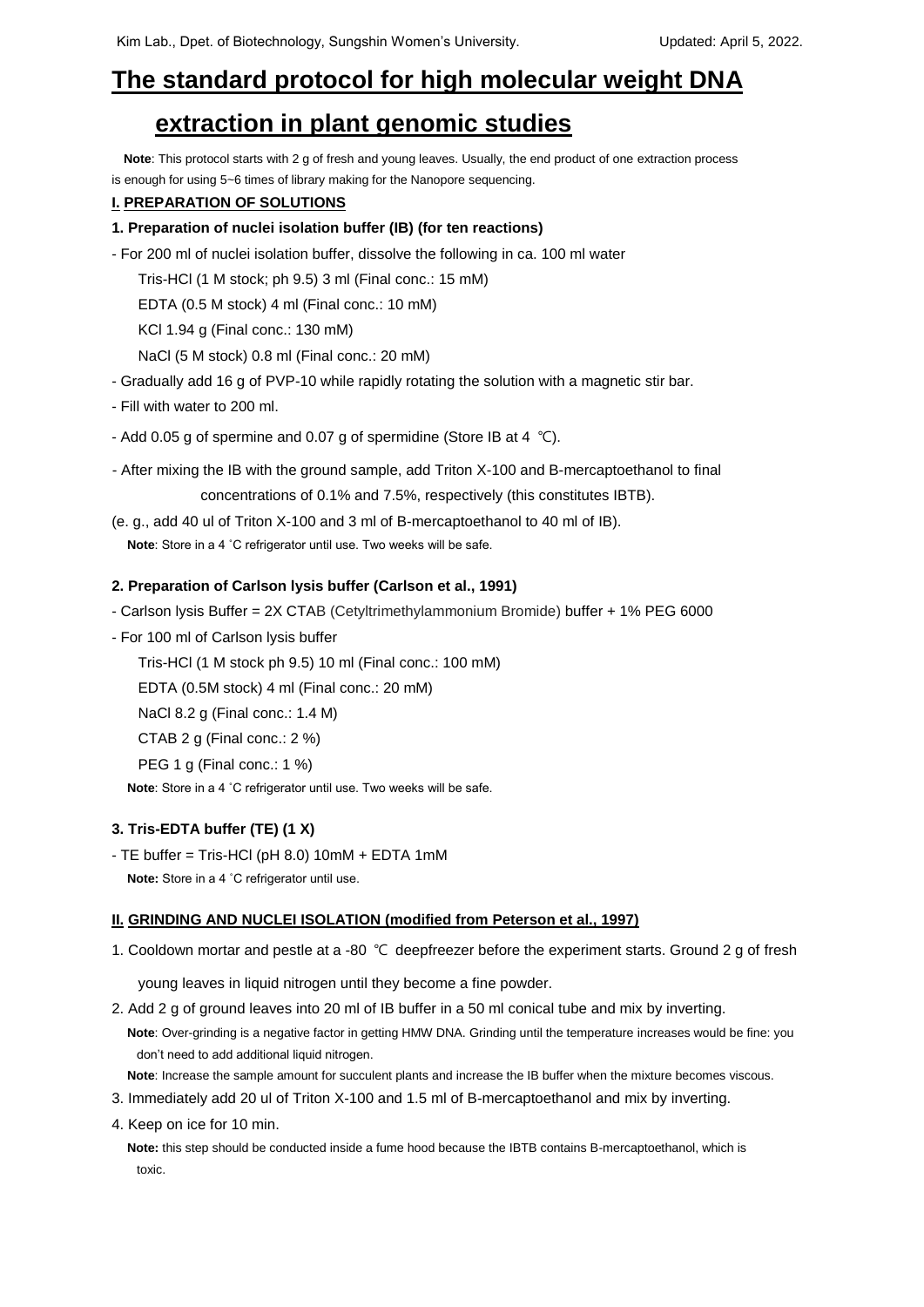# The standard protocol for high molecular weight DNA extraction in plant genomic studies

**Note**: This protocol starts with 2 g of fresh and young leaves. Usually, the end product of one extraction process is enough for using 5~6 times of library making for the Nanopore sequencing.

## I. PREPARATION OF SOLUTIONS

### 1. Preparation of nuclei isolation buffer (IB) (for ten reactions)

- For 200 ml of nuclei isolation buffer, dissolve the following in ca. 100 ml water

  Tris-HCl (1 M stock; ph 9.5) 3 ml (Final conc.: 15 mM)

  EDTA (0.5 M stock) 4 ml (Final conc.: 10 mM)

  KCl 1.94 g (Final conc.: 130 mM)

  NaCl (5 M stock) 0.8 ml (Final conc.: 20 mM)

- Gradually add 16 g of PVP-10 while rapidly rotating the solution with a magnetic stir bar.
- Fill with water to 200 ml.
- Add 0.05 g of spermine and 0.07 g of spermidine (Store IB at 4 ℃).
- After mixing the IB with the ground sample, add Triton X-100 and B-mercaptoethanol to final concentrations of 0.1% and 7.5%, respectively (this constitutes IBTB).

(e. g., add 40 ul of Triton X-100 and 3 ml of B-mercaptoethanol to 40 ml of IB).

**Note**: Store in a 4 ˚C refrigerator until use. Two weeks will be safe.

### 2. Preparation of Carlson lysis buffer (Carlson et al., 1991)

- Carlson lysis Buffer = 2X CTAB (Cetyltrimethylammonium Bromide) buffer + 1% PEG 6000
- For 100 ml of Carlson lysis buffer

  Tris-HCl (1 M stock ph 9.5) 10 ml (Final conc.: 100 mM)

  EDTA (0.5M stock) 4 ml (Final conc.: 20 mM)

  NaCl 8.2 g (Final conc.: 1.4 M)

  CTAB 2 g (Final conc.: 2 %)

  PEG 1 g (Final conc.: 1 %)

**Note**: Store in a 4 ˚C refrigerator until use. Two weeks will be safe.

### 3. Tris-EDTA buffer (TE) (1 X)

- TE buffer = Tris-HCl (pH 8.0) 10mM + EDTA 1mM

**Note:** Store in a 4 ˚C refrigerator until use.

## II. GRINDING AND NUCLEI ISOLATION (modified from Peterson et al., 1997)

1. Cooldown mortar and pestle at a -80 ℃ deepfreezer before the experiment starts. Ground 2 g of fresh young leaves in liquid nitrogen until they become a fine powder.
2. Add 2 g of ground leaves into 20 ml of IB buffer in a 50 ml conical tube and mix by inverting.

   **Note**: Over-grinding is a negative factor in getting HMW DNA. Grinding until the temperature increases would be fine: you don't need to add additional liquid nitrogen.

   **Note**: Increase the sample amount for succulent plants and increase the IB buffer when the mixture becomes viscous.
3. Immediately add 20 ul of Triton X-100 and 1.5 ml of B-mercaptoethanol and mix by inverting.
4. Keep on ice for 10 min.

   **Note:** this step should be conducted inside a fume hood because the IBTB contains B-mercaptoethanol, which is toxic.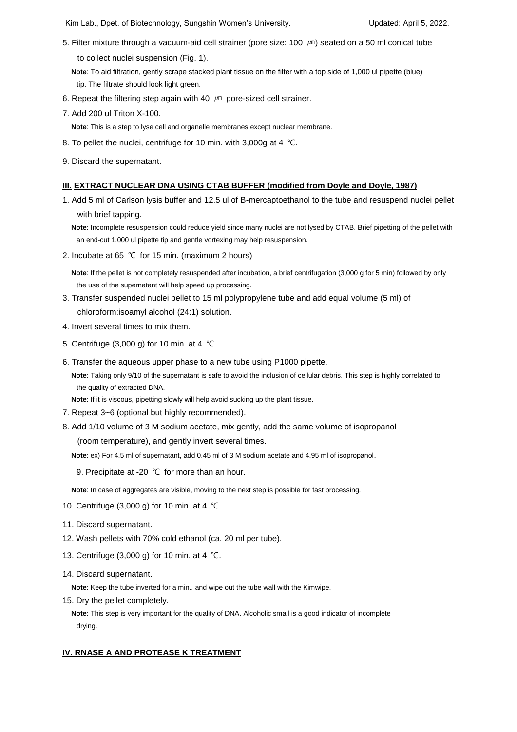5. Filter mixture through a vacuum-aid cell strainer (pore size: 100 ㎛) seated on a 50 ml conical tube to collect nuclei suspension (Fig. 1).

   **Note**: To aid filtration, gently scrape stacked plant tissue on the filter with a top side of 1,000 ul pipette (blue) tip. The filtrate should look light green.

6. Repeat the filtering step again with 40 ㎛ pore-sized cell strainer.
7. Add 200 ul Triton X-100.

   **Note**: This is a step to lyse cell and organelle membranes except nuclear membrane.

8. To pellet the nuclei, centrifuge for 10 min. with 3,000g at 4 ℃.
9. Discard the supernatant.

## III. EXTRACT NUCLEAR DNA USING CTAB BUFFER (modified from Doyle and Doyle, 1987)

1. Add 5 ml of Carlson lysis buffer and 12.5 ul of B-mercaptoethanol to the tube and resuspend nuclei pellet with brief tapping.

   **Note**: Incomplete resuspension could reduce yield since many nuclei are not lysed by CTAB. Brief pipetting of the pellet with an end-cut 1,000 ul pipette tip and gentle vortexing may help resuspension.

2. Incubate at 65 ℃ for 15 min. (maximum 2 hours)

   **Note**: If the pellet is not completely resuspended after incubation, a brief centrifugation (3,000 g for 5 min) followed by only the use of the supernatant will help speed up processing.

3. Transfer suspended nuclei pellet to 15 ml polypropylene tube and add equal volume (5 ml) of chloroform:isoamyl alcohol (24:1) solution.
4. Invert several times to mix them.
5. Centrifuge (3,000 g) for 10 min. at 4 ℃.
6. Transfer the aqueous upper phase to a new tube using P1000 pipette.

   **Note**: Taking only 9/10 of the supernatant is safe to avoid the inclusion of cellular debris. This step is highly correlated to the quality of extracted DNA.

   **Note**: If it is viscous, pipetting slowly will help avoid sucking up the plant tissue.

7. Repeat 3~6 (optional but highly recommended).
8. Add 1/10 volume of 3 M sodium acetate, mix gently, add the same volume of isopropanol (room temperature), and gently invert several times.

   **Note**: ex) For 4.5 ml of supernatant, add 0.45 ml of 3 M sodium acetate and 4.95 ml of isopropanol.

9. Precipitate at -20 ℃ for more than an hour.

   **Note**: In case of aggregates are visible, moving to the next step is possible for fast processing.

10. Centrifuge (3,000 g) for 10 min. at 4 ℃.
11. Discard supernatant.
12. Wash pellets with 70% cold ethanol (ca. 20 ml per tube).
13. Centrifuge (3,000 g) for 10 min. at 4 ℃.
14. Discard supernatant.

    **Note**: Keep the tube inverted for a min., and wipe out the tube wall with the Kimwipe.

15. Dry the pellet completely.

    **Note**: This step is very important for the quality of DNA. Alcoholic small is a good indicator of incomplete drying.

## IV. RNASE A AND PROTEASE K TREATMENT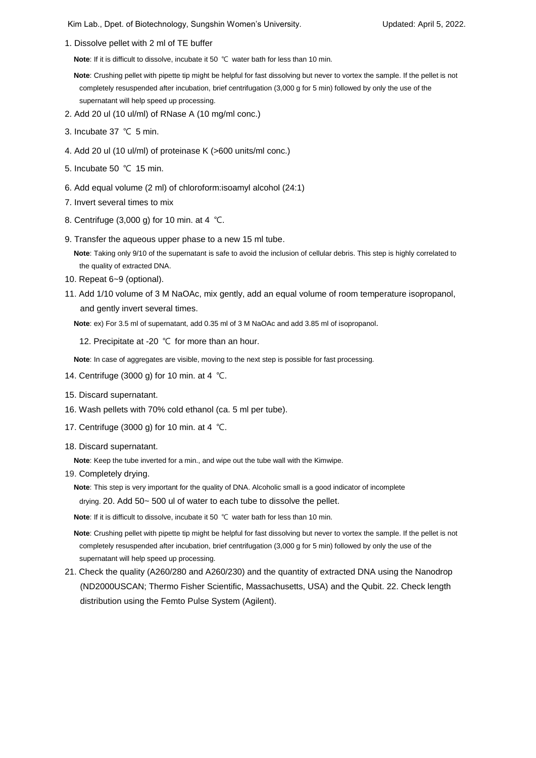1. Dissolve pellet with 2 ml of TE buffer

   **Note**: If it is difficult to dissolve, incubate it 50 ℃ water bath for less than 10 min.

   **Note**: Crushing pellet with pipette tip might be helpful for fast dissolving but never to vortex the sample. If the pellet is not completely resuspended after incubation, brief centrifugation (3,000 g for 5 min) followed by only the use of the supernatant will help speed up processing.

2. Add 20 ul (10 ul/ml) of RNase A (10 mg/ml conc.)
3. Incubate 37 ℃ 5 min.
4. Add 20 ul (10 ul/ml) of proteinase K (>600 units/ml conc.)
5. Incubate 50 ℃ 15 min.
6. Add equal volume (2 ml) of chloroform:isoamyl alcohol (24:1)
7. Invert several times to mix
8. Centrifuge (3,000 g) for 10 min. at 4 ℃.
9. Transfer the aqueous upper phase to a new 15 ml tube.

   **Note**: Taking only 9/10 of the supernatant is safe to avoid the inclusion of cellular debris. This step is highly correlated to the quality of extracted DNA.

10. Repeat 6~9 (optional).
11. Add 1/10 volume of 3 M NaOAc, mix gently, add an equal volume of room temperature isopropanol, and gently invert several times.

    **Note**: ex) For 3.5 ml of supernatant, add 0.35 ml of 3 M NaOAc and add 3.85 ml of isopropanol.

12. Precipitate at -20 ℃ for more than an hour.

    **Note**: In case of aggregates are visible, moving to the next step is possible for fast processing.

14. Centrifuge (3000 g) for 10 min. at 4 ℃.
15. Discard supernatant.
16. Wash pellets with 70% cold ethanol (ca. 5 ml per tube).
17. Centrifuge (3000 g) for 10 min. at 4 ℃.
18. Discard supernatant.

    **Note**: Keep the tube inverted for a min., and wipe out the tube wall with the Kimwipe.

19. Completely drying.

    **Note**: This step is very important for the quality of DNA. Alcoholic small is a good indicator of incomplete drying. 20. Add 50~ 500 ul of water to each tube to dissolve the pellet.

    **Note**: If it is difficult to dissolve, incubate it 50 ℃ water bath for less than 10 min.

    **Note**: Crushing pellet with pipette tip might be helpful for fast dissolving but never to vortex the sample. If the pellet is not completely resuspended after incubation, brief centrifugation (3,000 g for 5 min) followed by only the use of the supernatant will help speed up processing.

21. Check the quality (A260/280 and A260/230) and the quantity of extracted DNA using the Nanodrop (ND2000USCAN; Thermo Fisher Scientific, Massachusetts, USA) and the Qubit. 22. Check length distribution using the Femto Pulse System (Agilent).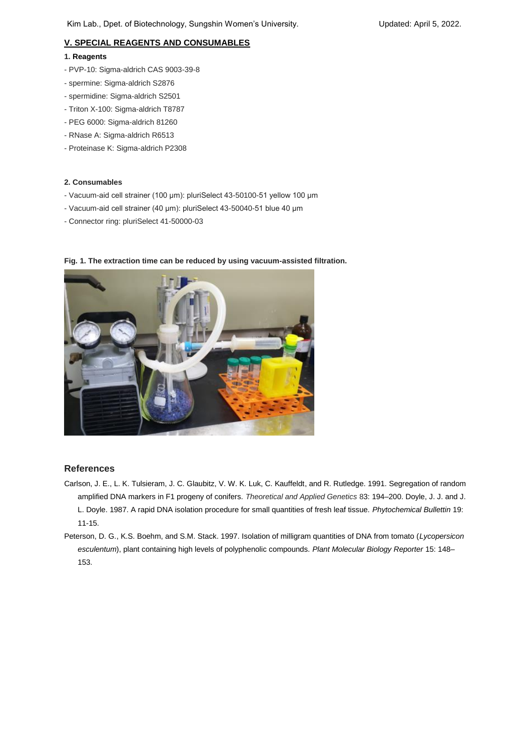## V. SPECIAL REAGENTS AND CONSUMABLES

### 1. Reagents

- PVP-10: Sigma-aldrich CAS 9003-39-8
- spermine: Sigma-aldrich S2876
- spermidine: Sigma-aldrich S2501
- Triton X-100: Sigma-aldrich T8787
- PEG 6000: Sigma-aldrich 81260
- RNase A: Sigma-aldrich R6513
- Proteinase K: Sigma-aldrich P2308

### 2. Consumables

- Vacuum-aid cell strainer (100 μm): pluriSelect 43-50100-51 yellow 100 μm
- Vacuum-aid cell strainer (40 μm): pluriSelect 43-50040-51 blue 40 μm
- Connector ring: pluriSelect 41-50000-03

**Fig. 1. The extraction time can be reduced by using vacuum-assisted filtration.**

## References

Carlson, J. E., L. K. Tulsieram, J. C. Glaubitz, V. W. K. Luk, C. Kauffeldt, and R. Rutledge. 1991. Segregation of random amplified DNA markers in F1 progeny of conifers. *Theoretical and Applied Genetics* 83: 194–200. Doyle, J. J. and J. L. Doyle. 1987. A rapid DNA isolation procedure for small quantities of fresh leaf tissue. *Phytochemical Bullettin* 19: 11-15.

Peterson, D. G., K.S. Boehm, and S.M. Stack. 1997. Isolation of milligram quantities of DNA from tomato (*Lycopersicon esculentum*), plant containing high levels of polyphenolic compounds. *Plant Molecular Biology Reporter* 15: 148–153.